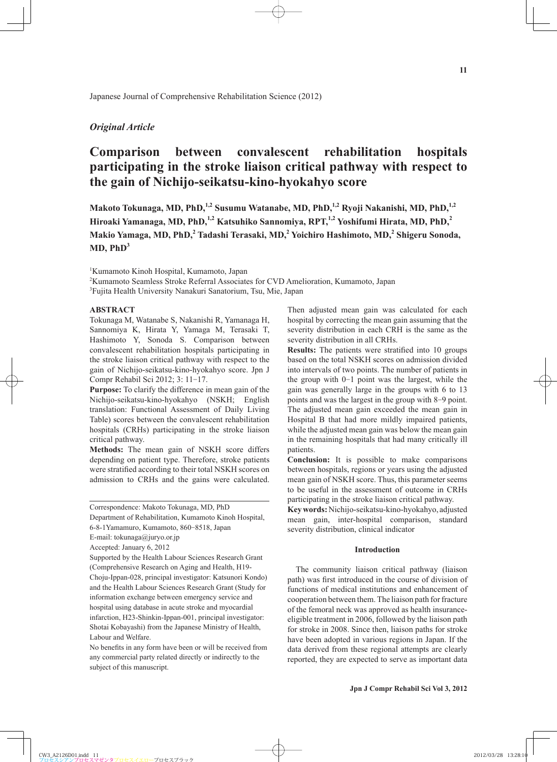Japanese Journal of Comprehensive Rehabilitation Science (2012)

*Original Article*

# Comparison between convalescent rehabilitation hospitals participating in the stroke liaison critical pathway with respect to the gain of Nichijo-seikatsu-kino-hyokahyo score

**Makoto Tokunaga, MD, PhD,[1,2] Susumu Watanabe, MD, PhD,[1,2] Ryoji Nakanishi, MD, PhD,[1,2] Hiroaki Yamanaga, MD, PhD,[1,2] Katsuhiko Sannomiya, RPT,[1,2] Yoshifumi Hirata, MD, PhD,[2] Makio Yamaga, MD, PhD,[2] Tadashi Terasaki, MD,[2] Yoichiro Hashimoto, MD,[2] Shigeru Sonoda, MD, PhD[3]**

[1]Kumamoto Kinoh Hospital, Kumamoto, Japan
[2]Kumamoto Seamless Stroke Referral Associates for CVD Amelioration, Kumamoto, Japan
[3]Fujita Health University Nanakuri Sanatorium, Tsu, Mie, Japan

## ABSTRACT

Tokunaga M, Watanabe S, Nakanishi R, Yamanaga H, Sannomiya K, Hirata Y, Yamaga M, Terasaki T, Hashimoto Y, Sonoda S. Comparison between convalescent rehabilitation hospitals participating in the stroke liaison critical pathway with respect to the gain of Nichijo-seikatsu-kino-hyokahyo score. Jpn J Compr Rehabil Sci 2012; 3: 11−17.

**Purpose:** To clarify the difference in mean gain of the Nichijo-seikatsu-kino-hyokahyo (NSKH; English translation: Functional Assessment of Daily Living Table) scores between the convalescent rehabilitation hospitals (CRHs) participating in the stroke liaison critical pathway.

**Methods:** The mean gain of NSKH score differs depending on patient type. Therefore, stroke patients were stratified according to their total NSKH scores on admission to CRHs and the gains were calculated. Then adjusted mean gain was calculated for each hospital by correcting the mean gain assuming that the severity distribution in each CRH is the same as the severity distribution in all CRHs.

**Results:** The patients were stratified into 10 groups based on the total NSKH scores on admission divided into intervals of two points. The number of patients in the group with 0−1 point was the largest, while the gain was generally large in the groups with 6 to 13 points and was the largest in the group with 8−9 point. The adjusted mean gain exceeded the mean gain in Hospital B that had more mildly impaired patients, while the adjusted mean gain was below the mean gain in the remaining hospitals that had many critically ill patients.

**Conclusion:** It is possible to make comparisons between hospitals, regions or years using the adjusted mean gain of NSKH score. Thus, this parameter seems to be useful in the assessment of outcome in CRHs participating in the stroke liaison critical pathway.

**Key words:** Nichijo-seikatsu-kino-hyokahyo, adjusted mean gain, inter-hospital comparison, standard severity distribution, clinical indicator

Correspondence: Makoto Tokunaga, MD, PhD
Department of Rehabilitation, Kumamoto Kinoh Hospital, 6-8-1Yamamuro, Kumamoto, 860−8518, Japan
E-mail: tokunaga@juryo.or.jp
Accepted: January 6, 2012
Supported by the Health Labour Sciences Research Grant (Comprehensive Research on Aging and Health, H19-Choju-Ippan-028, principal investigator: Katsunori Kondo) and the Health Labour Sciences Research Grant (Study for information exchange between emergency service and hospital using database in acute stroke and myocardial infarction, H23-Shinkin-Ippan-001, principal investigator: Shotai Kobayashi) from the Japanese Ministry of Health, Labour and Welfare.
No benefits in any form have been or will be received from any commercial party related directly or indirectly to the subject of this manuscript.

## Introduction

The community liaison critical pathway (liaison path) was first introduced in the course of division of functions of medical institutions and enhancement of cooperation between them. The liaison path for fracture of the femoral neck was approved as health insurance-eligible treatment in 2006, followed by the liaison path for stroke in 2008. Since then, liaison paths for stroke have been adopted in various regions in Japan. If the data derived from these regional attempts are clearly reported, they are expected to serve as important data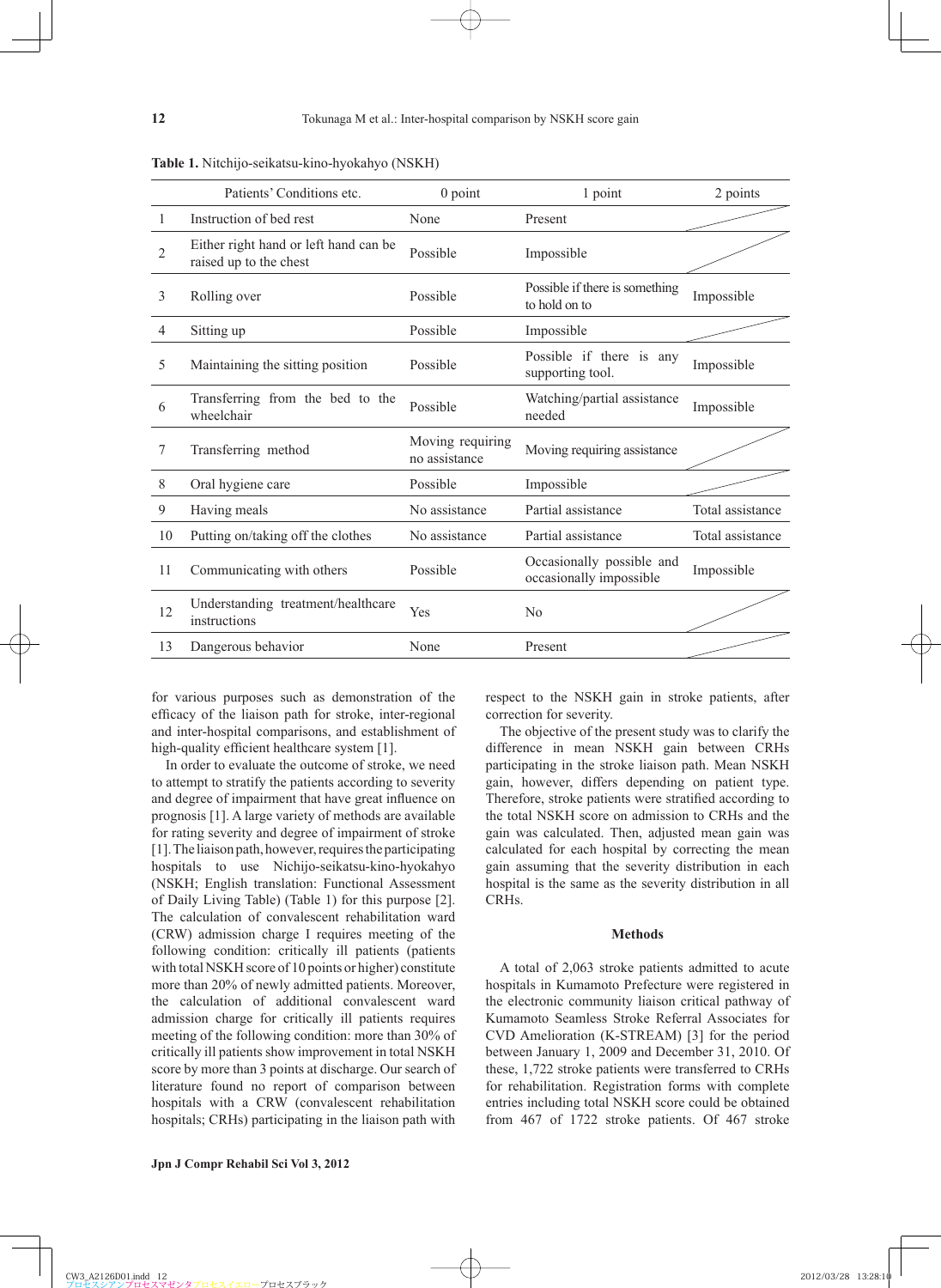**Table 1.** Nitchijo-seikatsu-kino-hyokahyo (NSKH)

| | Patients' Conditions etc. | 0 point | 1 point | 2 points |
|---|---|---|---|---|
| 1 | Instruction of bed rest | None | Present | |
| 2 | Either right hand or left hand can be raised up to the chest | Possible | Impossible | |
| 3 | Rolling over | Possible | Possible if there is something to hold on to | Impossible |
| 4 | Sitting up | Possible | Impossible | |
| 5 | Maintaining the sitting position | Possible | Possible if there is any supporting tool. | Impossible |
| 6 | Transferring from the bed to the wheelchair | Possible | Watching/partial assistance needed | Impossible |
| 7 | Transferring method | Moving requiring no assistance | Moving requiring assistance | |
| 8 | Oral hygiene care | Possible | Impossible | |
| 9 | Having meals | No assistance | Partial assistance | Total assistance |
| 10 | Putting on/taking off the clothes | No assistance | Partial assistance | Total assistance |
| 11 | Communicating with others | Possible | Occasionally possible and occasionally impossible | Impossible |
| 12 | Understanding treatment/healthcare instructions | Yes | No | |
| 13 | Dangerous behavior | None | Present | |

for various purposes such as demonstration of the efficacy of the liaison path for stroke, inter-regional and inter-hospital comparisons, and establishment of high-quality efficient healthcare system [1].

In order to evaluate the outcome of stroke, we need to attempt to stratify the patients according to severity and degree of impairment that have great influence on prognosis [1]. A large variety of methods are available for rating severity and degree of impairment of stroke [1]. The liaison path, however, requires the participating hospitals to use Nichijo-seikatsu-kino-hyokahyo (NSKH; English translation: Functional Assessment of Daily Living Table) (Table 1) for this purpose [2]. The calculation of convalescent rehabilitation ward (CRW) admission charge I requires meeting of the following condition: critically ill patients (patients with total NSKH score of 10 points or higher) constitute more than 20% of newly admitted patients. Moreover, the calculation of additional convalescent ward admission charge for critically ill patients requires meeting of the following condition: more than 30% of critically ill patients show improvement in total NSKH score by more than 3 points at discharge. Our search of literature found no report of comparison between hospitals with a CRW (convalescent rehabilitation hospitals; CRHs) participating in the liaison path with respect to the NSKH gain in stroke patients, after correction for severity.

The objective of the present study was to clarify the difference in mean NSKH gain between CRHs participating in the stroke liaison path. Mean NSKH gain, however, differs depending on patient type. Therefore, stroke patients were stratified according to the total NSKH score on admission to CRHs and the gain was calculated. Then, adjusted mean gain was calculated for each hospital by correcting the mean gain assuming that the severity distribution in each hospital is the same as the severity distribution in all CRHs.

## Methods

A total of 2,063 stroke patients admitted to acute hospitals in Kumamoto Prefecture were registered in the electronic community liaison critical pathway of Kumamoto Seamless Stroke Referral Associates for CVD Amelioration (K-STREAM) [3] for the period between January 1, 2009 and December 31, 2010. Of these, 1,722 stroke patients were transferred to CRHs for rehabilitation. Registration forms with complete entries including total NSKH score could be obtained from 467 of 1722 stroke patients. Of 467 stroke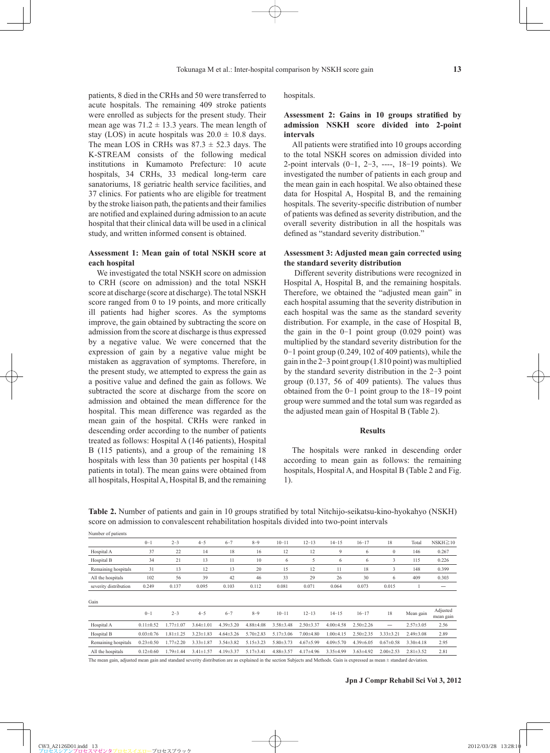patients, 8 died in the CRHs and 50 were transferred to acute hospitals. The remaining 409 stroke patients were enrolled as subjects for the present study. Their mean age was 71.2 ± 13.3 years. The mean length of stay (LOS) in acute hospitals was 20.0 ± 10.8 days. The mean LOS in CRHs was 87.3 ± 52.3 days. The K-STREAM consists of the following medical institutions in Kumamoto Prefecture: 10 acute hospitals, 34 CRHs, 33 medical long-term care sanatoriums, 18 geriatric health service facilities, and 37 clinics. For patients who are eligible for treatment by the stroke liaison path, the patients and their families are notified and explained during admission to an acute hospital that their clinical data will be used in a clinical study, and written informed consent is obtained.

### Assessment 1: Mean gain of total NSKH score at each hospital

We investigated the total NSKH score on admission to CRH (score on admission) and the total NSKH score at discharge (score at discharge). The total NSKH score ranged from 0 to 19 points, and more critically ill patients had higher scores. As the symptoms improve, the gain obtained by subtracting the score on admission from the score at discharge is thus expressed by a negative value. We were concerned that the expression of gain by a negative value might be mistaken as aggravation of symptoms. Therefore, in the present study, we attempted to express the gain as a positive value and defined the gain as follows. We subtracted the score at discharge from the score on admission and obtained the mean difference for the hospital. This mean difference was regarded as the mean gain of the hospital. CRHs were ranked in descending order according to the number of patients treated as follows: Hospital A (146 patients), Hospital B (115 patients), and a group of the remaining 18 hospitals with less than 30 patients per hospital (148 patients in total). The mean gains were obtained from all hospitals, Hospital A, Hospital B, and the remaining hospitals.

### Assessment 2: Gains in 10 groups stratified by admission NSKH score divided into 2-point intervals

All patients were stratified into 10 groups according to the total NSKH scores on admission divided into 2-point intervals (0−1, 2−3, ----, 18−19 points). We investigated the number of patients in each group and the mean gain in each hospital. We also obtained these data for Hospital A, Hospital B, and the remaining hospitals. The severity-specific distribution of number of patients was defined as severity distribution, and the overall severity distribution in all the hospitals was defined as "standard severity distribution."

### Assessment 3: Adjusted mean gain corrected using the standard severity distribution

Different severity distributions were recognized in Hospital A, Hospital B, and the remaining hospitals. Therefore, we obtained the "adjusted mean gain" in each hospital assuming that the severity distribution in each hospital was the same as the standard severity distribution. For example, in the case of Hospital B, the gain in the 0−1 point group (0.029 point) was multiplied by the standard severity distribution for the 0−1 point group (0.249, 102 of 409 patients), while the gain in the 2−3 point group (1.810 point) was multiplied by the standard severity distribution in the 2−3 point group (0.137, 56 of 409 patients). The values thus obtained from the 0−1 point group to the 18−19 point group were summed and the total sum was regarded as the adjusted mean gain of Hospital B (Table 2).

## Results

The hospitals were ranked in descending order according to mean gain as follows: the remaining hospitals, Hospital A, and Hospital B (Table 2 and Fig. 1).

**Table 2.** Number of patients and gain in 10 groups stratified by total Nitchijo-seikatsu-kino-hyokahyo (NSKH) score on admission to convalescent rehabilitation hospitals divided into two-point intervals

Number of patients

| | 0−1 | 2−3 | 4−5 | 6−7 | 8−9 | 10−11 | 12−13 | 14−15 | 16−17 | 18 | Total | NSKH≧10 |
|---|---|---|---|---|---|---|---|---|---|---|---|---|
| Hospital A | 37 | 22 | 14 | 18 | 16 | 12 | 12 | 9 | 6 | 0 | 146 | 0.267 |
| Hospital B | 34 | 21 | 13 | 11 | 10 | 6 | 5 | 6 | 6 | 3 | 115 | 0.226 |
| Remaining hospitals | 31 | 13 | 12 | 13 | 20 | 15 | 12 | 11 | 18 | 3 | 148 | 0.399 |
| All the hospitals | 102 | 56 | 39 | 42 | 46 | 33 | 29 | 26 | 30 | 6 | 409 | 0.303 |
| severity distribution | 0.249 | 0.137 | 0.095 | 0.103 | 0.112 | 0.081 | 0.071 | 0.064 | 0.073 | 0.015 | 1 | — |

Gain

| | 0−1 | 2−3 | 4−5 | 6−7 | 8−9 | 10−11 | 12−13 | 14−15 | 16−17 | 18 | Mean gain | Adjusted mean gain |
|---|---|---|---|---|---|---|---|---|---|---|---|---|
| Hospital A | 0.11±0.52 | 1.77±1.07 | 3.64±1.01 | 4.39±3.20 | 4.88±4.08 | 3.58±3.48 | 2.50±3.37 | 4.00±4.58 | 2.50±2.26 | — | 2.57±3.05 | 2.56 |
| Hospital B | 0.03±0.76 | 1.81±1.25 | 3.23±1.83 | 4.64±3.26 | 5.70±2.83 | 5.17±3.06 | 7.00±4.80 | 1.00±4.15 | 2.50±2.35 | 3.33±3.21 | 2.49±3.08 | 2.89 |
| Remaining hospitals | 0.23±0.50 | 1.77±2.20 | 3.33±1.87 | 3.54±3.82 | 5.15±3.23 | 5.80±3.73 | 4.67±5.99 | 4.09±5.70 | 4.39±6.05 | 0.67±0.58 | 3.30±4.18 | 2.95 |
| All the hospitals | 0.12±0.60 | 1.79±1.44 | 3.41±1.57 | 4.19±3.37 | 5.17±3.41 | 4.88±3.57 | 4.17±4.96 | 3.35±4.99 | 3.63±4.92 | 2.00±2.53 | 2.81±3.52 | 2.81 |

The mean gain, adjusted mean gain and standard severity distribution are as explained in the section Subjects and Methods. Gain is expressed as mean ± standard deviation.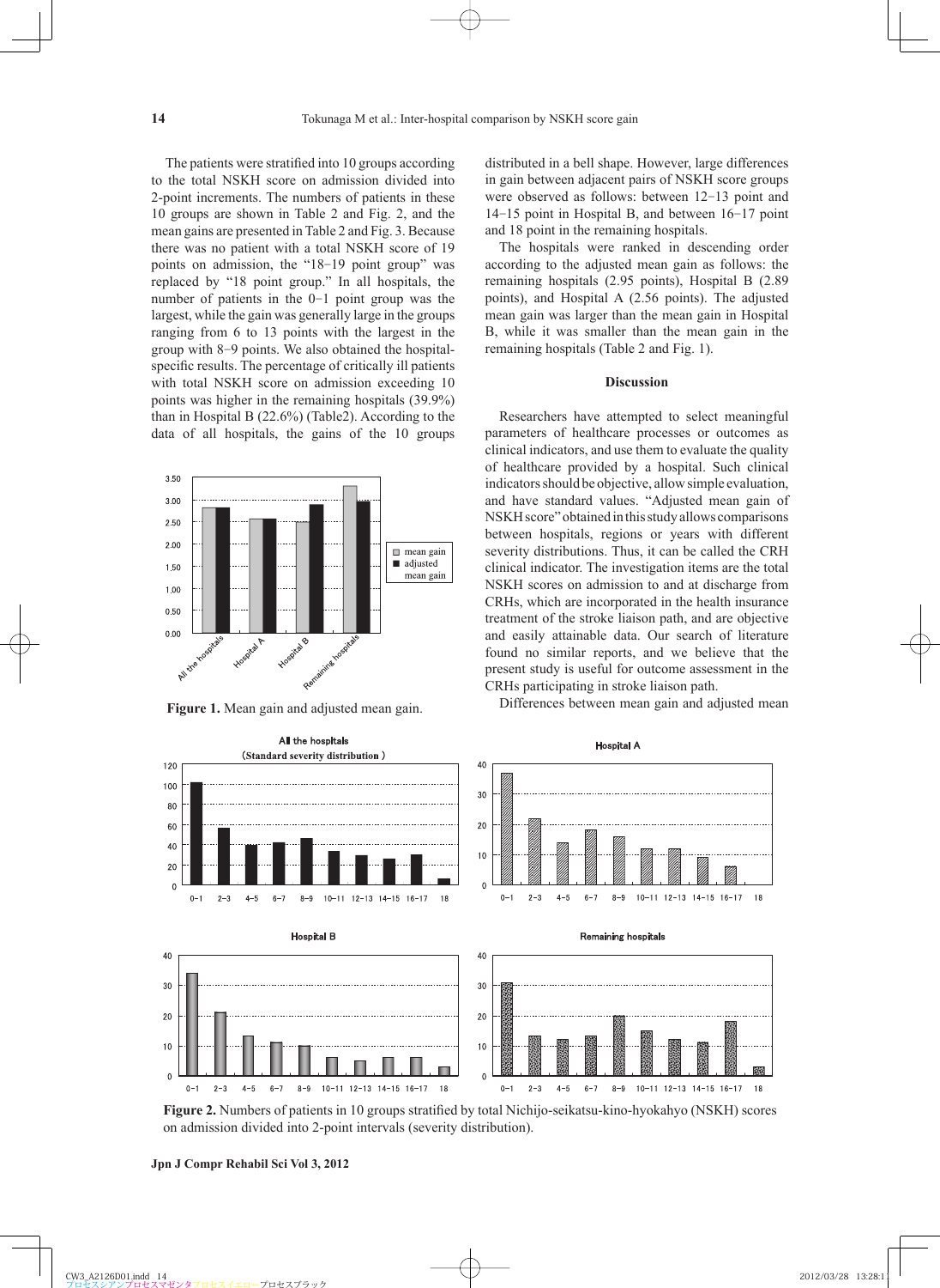The patients were stratified into 10 groups according to the total NSKH score on admission divided into 2-point increments. The numbers of patients in these 10 groups are shown in Table 2 and Fig. 2, and the mean gains are presented in Table 2 and Fig. 3. Because there was no patient with a total NSKH score of 19 points on admission, the "18−19 point group" was replaced by "18 point group." In all hospitals, the number of patients in the 0−1 point group was the largest, while the gain was generally large in the groups ranging from 6 to 13 points with the largest in the group with 8−9 points. We also obtained the hospital-specific results. The percentage of critically ill patients with total NSKH score on admission exceeding 10 points was higher in the remaining hospitals (39.9%) than in Hospital B (22.6%) (Table2). According to the data of all hospitals, the gains of the 10 groups distributed in a bell shape. However, large differences in gain between adjacent pairs of NSKH score groups were observed as follows: between 12−13 point and 14−15 point in Hospital B, and between 16−17 point and 18 point in the remaining hospitals.

The hospitals were ranked in descending order according to the adjusted mean gain as follows: the remaining hospitals (2.95 points), Hospital B (2.89 points), and Hospital A (2.56 points). The adjusted mean gain was larger than the mean gain in Hospital B, while it was smaller than the mean gain in the remaining hospitals (Table 2 and Fig. 1).

**Figure 1.** Mean gain and adjusted mean gain.

## Discussion

Researchers have attempted to select meaningful parameters of healthcare processes or outcomes as clinical indicators, and use them to evaluate the quality of healthcare provided by a hospital. Such clinical indicators should be objective, allow simple evaluation, and have standard values. "Adjusted mean gain of NSKH score" obtained in this study allows comparisons between hospitals, regions or years with different severity distributions. Thus, it can be called the CRH clinical indicator. The investigation items are the total NSKH scores on admission to and at discharge from CRHs, which are incorporated in the health insurance treatment of the stroke liaison path, and are objective and easily attainable data. Our search of literature found no similar reports, and we believe that the present study is useful for outcome assessment in the CRHs participating in stroke liaison path.

Differences between mean gain and adjusted mean

**Figure 2.** Numbers of patients in 10 groups stratified by total Nichijo-seikatsu-kino-hyokahyo (NSKH) scores on admission divided into 2-point intervals (severity distribution).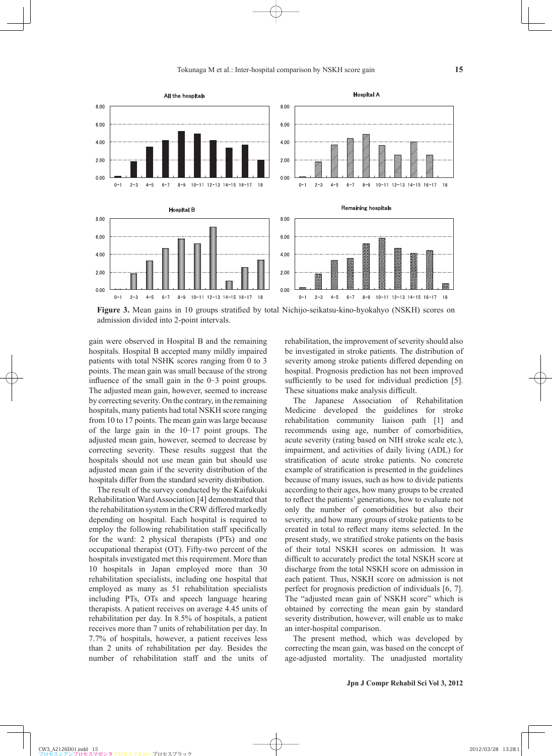**Figure 3.** Mean gains in 10 groups stratified by total Nichijo-seikatsu-kino-hyokahyo (NSKH) scores on admission divided into 2-point intervals.

gain were observed in Hospital B and the remaining hospitals. Hospital B accepted many mildly impaired patients with total NSHK scores ranging from 0 to 3 points. The mean gain was small because of the strong influence of the small gain in the 0−3 point groups. The adjusted mean gain, however, seemed to increase by correcting severity. On the contrary, in the remaining hospitals, many patients had total NSKH score ranging from 10 to 17 points. The mean gain was large because of the large gain in the 10−17 point groups. The adjusted mean gain, however, seemed to decrease by correcting severity. These results suggest that the hospitals should not use mean gain but should use adjusted mean gain if the severity distribution of the hospitals differ from the standard severity distribution.

The result of the survey conducted by the Kaifukuki Rehabilitation Ward Association [4] demonstrated that the rehabilitation system in the CRW differed markedly depending on hospital. Each hospital is required to employ the following rehabilitation staff specifically for the ward: 2 physical therapists (PTs) and one occupational therapist (OT). Fifty-two percent of the hospitals investigated met this requirement. More than 10 hospitals in Japan employed more than 30 rehabilitation specialists, including one hospital that employed as many as 51 rehabilitation specialists including PTs, OTs and speech language hearing therapists. A patient receives on average 4.45 units of rehabilitation per day. In 8.5% of hospitals, a patient receives more than 7 units of rehabilitation per day. In 7.7% of hospitals, however, a patient receives less than 2 units of rehabilitation per day. Besides the number of rehabilitation staff and the units of rehabilitation, the improvement of severity should also be investigated in stroke patients. The distribution of severity among stroke patients differed depending on hospital. Prognosis prediction has not been improved sufficiently to be used for individual prediction [5]. These situations make analysis difficult.

The Japanese Association of Rehabilitation Medicine developed the guidelines for stroke rehabilitation community liaison path [1] and recommends using age, number of comorbidities, acute severity (rating based on NIH stroke scale etc.), impairment, and activities of daily living (ADL) for stratification of acute stroke patients. No concrete example of stratification is presented in the guidelines because of many issues, such as how to divide patients according to their ages, how many groups to be created to reflect the patients' generations, how to evaluate not only the number of comorbidities but also their severity, and how many groups of stroke patients to be created in total to reflect many items selected. In the present study, we stratified stroke patients on the basis of their total NSKH scores on admission. It was difficult to accurately predict the total NSKH score at discharge from the total NSKH score on admission in each patient. Thus, NSKH score on admission is not perfect for prognosis prediction of individuals [6, 7]. The "adjusted mean gain of NSKH score" which is obtained by correcting the mean gain by standard severity distribution, however, will enable us to make an inter-hospital comparison.

The present method, which was developed by correcting the mean gain, was based on the concept of age-adjusted mortality. The unadjusted mortality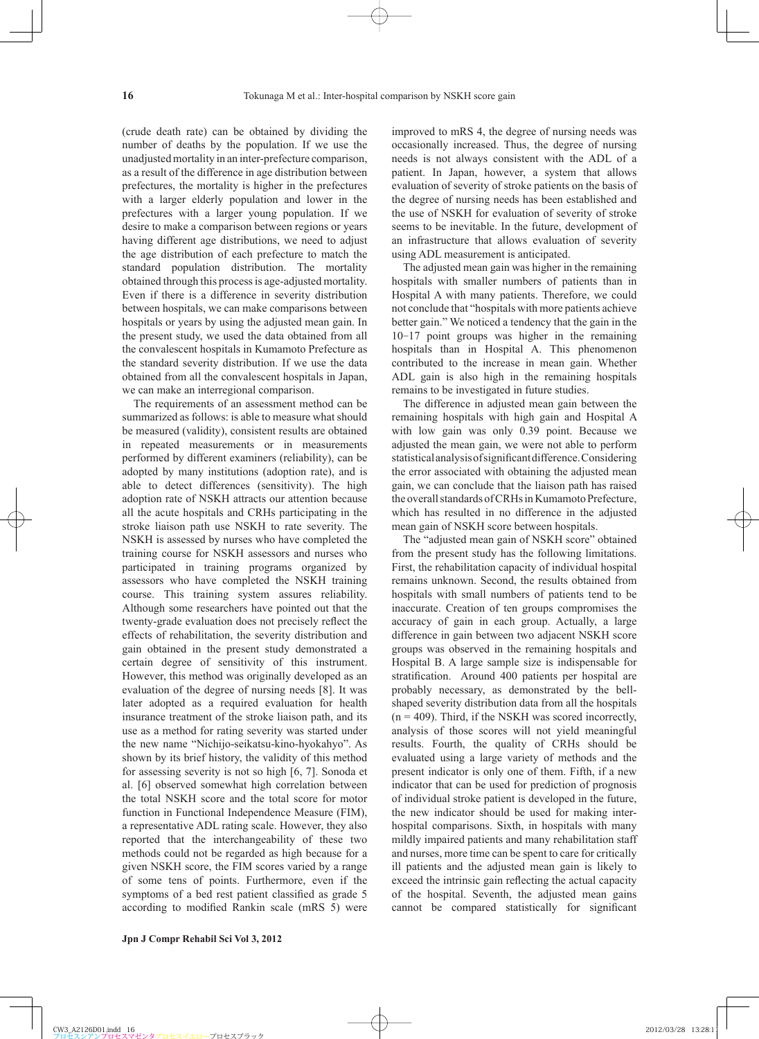(crude death rate) can be obtained by dividing the number of deaths by the population. If we use the unadjusted mortality in an inter-prefecture comparison, as a result of the difference in age distribution between prefectures, the mortality is higher in the prefectures with a larger elderly population and lower in the prefectures with a larger young population. If we desire to make a comparison between regions or years having different age distributions, we need to adjust the age distribution of each prefecture to match the standard population distribution. The mortality obtained through this process is age-adjusted mortality. Even if there is a difference in severity distribution between hospitals, we can make comparisons between hospitals or years by using the adjusted mean gain. In the present study, we used the data obtained from all the convalescent hospitals in Kumamoto Prefecture as the standard severity distribution. If we use the data obtained from all the convalescent hospitals in Japan, we can make an interregional comparison.

The requirements of an assessment method can be summarized as follows: is able to measure what should be measured (validity), consistent results are obtained in repeated measurements or in measurements performed by different examiners (reliability), can be adopted by many institutions (adoption rate), and is able to detect differences (sensitivity). The high adoption rate of NSKH attracts our attention because all the acute hospitals and CRHs participating in the stroke liaison path use NSKH to rate severity. The NSKH is assessed by nurses who have completed the training course for NSKH assessors and nurses who participated in training programs organized by assessors who have completed the NSKH training course. This training system assures reliability. Although some researchers have pointed out that the twenty-grade evaluation does not precisely reflect the effects of rehabilitation, the severity distribution and gain obtained in the present study demonstrated a certain degree of sensitivity of this instrument. However, this method was originally developed as an evaluation of the degree of nursing needs [8]. It was later adopted as a required evaluation for health insurance treatment of the stroke liaison path, and its use as a method for rating severity was started under the new name "Nichijo-seikatsu-kino-hyokahyo". As shown by its brief history, the validity of this method for assessing severity is not so high [6, 7]. Sonoda et al. [6] observed somewhat high correlation between the total NSKH score and the total score for motor function in Functional Independence Measure (FIM), a representative ADL rating scale. However, they also reported that the interchangeability of these two methods could not be regarded as high because for a given NSKH score, the FIM scores varied by a range of some tens of points. Furthermore, even if the symptoms of a bed rest patient classified as grade 5 according to modified Rankin scale (mRS 5) were improved to mRS 4, the degree of nursing needs was occasionally increased. Thus, the degree of nursing needs is not always consistent with the ADL of a patient. In Japan, however, a system that allows evaluation of severity of stroke patients on the basis of the degree of nursing needs has been established and the use of NSKH for evaluation of severity of stroke seems to be inevitable. In the future, development of an infrastructure that allows evaluation of severity using ADL measurement is anticipated.

The adjusted mean gain was higher in the remaining hospitals with smaller numbers of patients than in Hospital A with many patients. Therefore, we could not conclude that "hospitals with more patients achieve better gain." We noticed a tendency that the gain in the 10−17 point groups was higher in the remaining hospitals than in Hospital A. This phenomenon contributed to the increase in mean gain. Whether ADL gain is also high in the remaining hospitals remains to be investigated in future studies.

The difference in adjusted mean gain between the remaining hospitals with high gain and Hospital A with low gain was only 0.39 point. Because we adjusted the mean gain, we were not able to perform statistical analysis of significant difference. Considering the error associated with obtaining the adjusted mean gain, we can conclude that the liaison path has raised the overall standards of CRHs in Kumamoto Prefecture, which has resulted in no difference in the adjusted mean gain of NSKH score between hospitals.

The "adjusted mean gain of NSKH score" obtained from the present study has the following limitations. First, the rehabilitation capacity of individual hospital remains unknown. Second, the results obtained from hospitals with small numbers of patients tend to be inaccurate. Creation of ten groups compromises the accuracy of gain in each group. Actually, a large difference in gain between two adjacent NSKH score groups was observed in the remaining hospitals and Hospital B. A large sample size is indispensable for stratification. Around 400 patients per hospital are probably necessary, as demonstrated by the bell-shaped severity distribution data from all the hospitals (n = 409). Third, if the NSKH was scored incorrectly, analysis of those scores will not yield meaningful results. Fourth, the quality of CRHs should be evaluated using a large variety of methods and the present indicator is only one of them. Fifth, if a new indicator that can be used for prediction of prognosis of individual stroke patient is developed in the future, the new indicator should be used for making inter-hospital comparisons. Sixth, in hospitals with many mildly impaired patients and many rehabilitation staff and nurses, more time can be spent to care for critically ill patients and the adjusted mean gain is likely to exceed the intrinsic gain reflecting the actual capacity of the hospital. Seventh, the adjusted mean gains cannot be compared statistically for significant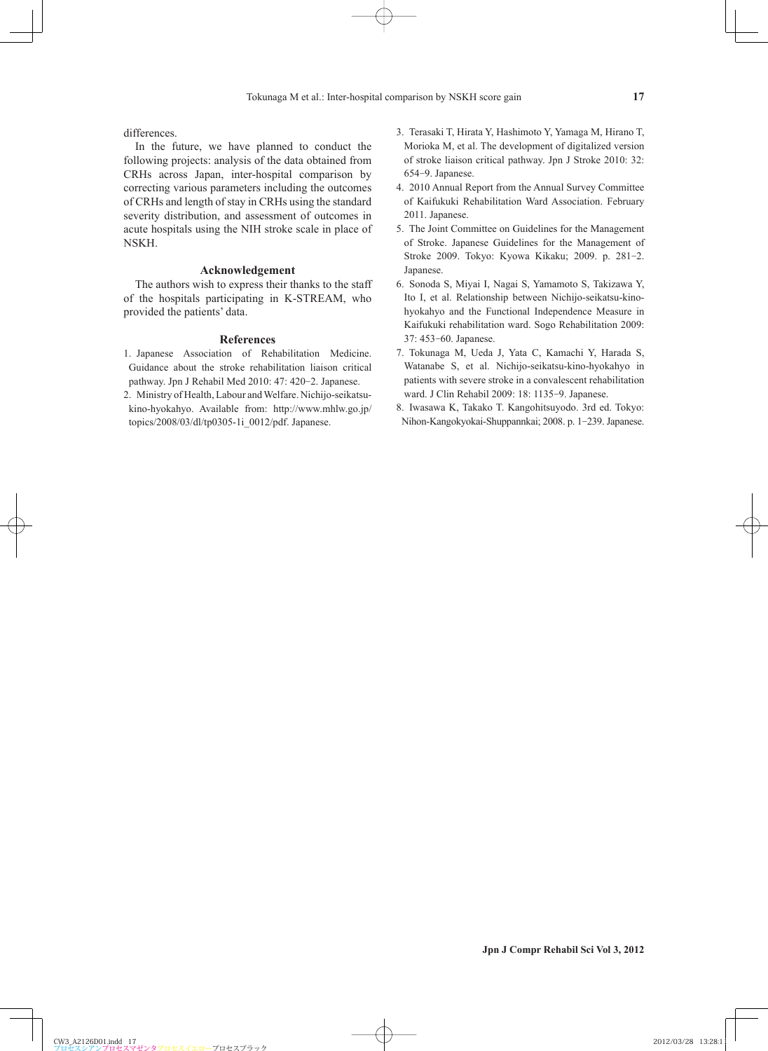differences.

In the future, we have planned to conduct the following projects: analysis of the data obtained from CRHs across Japan, inter-hospital comparison by correcting various parameters including the outcomes of CRHs and length of stay in CRHs using the standard severity distribution, and assessment of outcomes in acute hospitals using the NIH stroke scale in place of NSKH.

## Acknowledgement

The authors wish to express their thanks to the staff of the hospitals participating in K-STREAM, who provided the patients' data.

## References

1. Japanese Association of Rehabilitation Medicine. Guidance about the stroke rehabilitation liaison critical pathway. Jpn J Rehabil Med 2010: 47: 420−2. Japanese.
2. Ministry of Health, Labour and Welfare. Nichijo-seikatsu-kino-hyokahyo. Available from: http://www.mhlw.go.jp/topics/2008/03/dl/tp0305-1i_0012/pdf. Japanese.
3. Terasaki T, Hirata Y, Hashimoto Y, Yamaga M, Hirano T, Morioka M, et al. The development of digitalized version of stroke liaison critical pathway. Jpn J Stroke 2010: 32: 654−9. Japanese.
4. 2010 Annual Report from the Annual Survey Committee of Kaifukuki Rehabilitation Ward Association. February 2011. Japanese.
5. The Joint Committee on Guidelines for the Management of Stroke. Japanese Guidelines for the Management of Stroke 2009. Tokyo: Kyowa Kikaku; 2009. p. 281−2. Japanese.
6. Sonoda S, Miyai I, Nagai S, Yamamoto S, Takizawa Y, Ito I, et al. Relationship between Nichijo-seikatsu-kino-hyokahyo and the Functional Independence Measure in Kaifukuki rehabilitation ward. Sogo Rehabilitation 2009: 37: 453−60. Japanese.
7. Tokunaga M, Ueda J, Yata C, Kamachi Y, Harada S, Watanabe S, et al. Nichijo-seikatsu-kino-hyokahyo in patients with severe stroke in a convalescent rehabilitation ward. J Clin Rehabil 2009: 18: 1135−9. Japanese.
8. Iwasawa K, Takako T. Kangohitsuyodo. 3rd ed. Tokyo: Nihon-Kangokyokai-Shuppannkai; 2008. p. 1−239. Japanese.